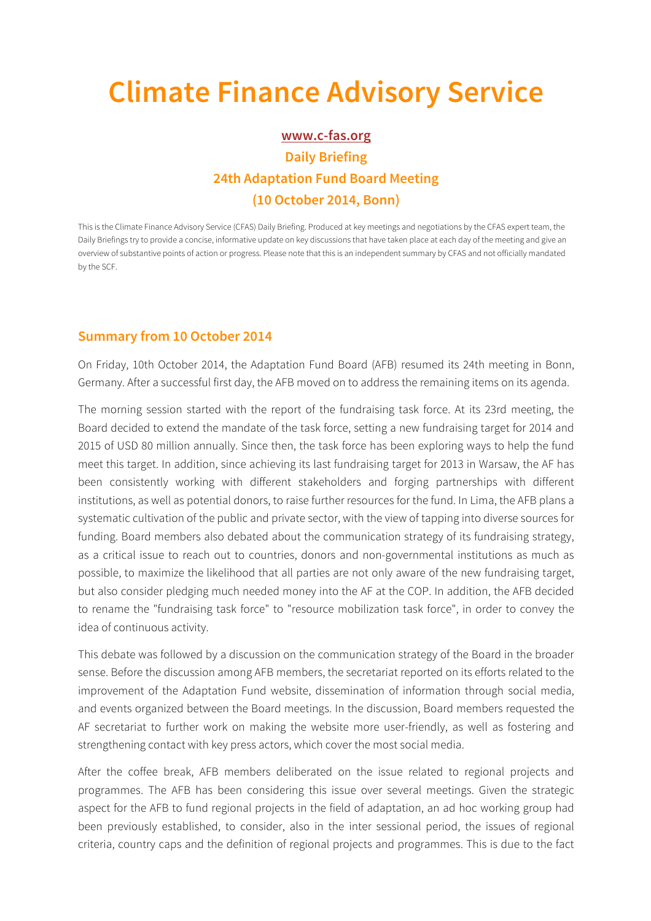# Climate Finance Advisory Service

**www.c-fas.org**

**Daily Briefing**

**24th Adaptation Fund Board Meeting**

**(10 October 2014, Bonn)**

This is the Climate Finance Advisory Service (CFAS) Daily Briefing. Produced at key meetings and negotiations by the CFAS expert team, the Daily Briefings try to provide a concise, informative update on key discussions that have taken place at each day of the meeting and give an overview of substantive points of action or progress. Please note that this is an independent summary by CFAS and not officially mandated by the SCF.

## Summary from 10 October 2014

On Friday, 10th October 2014, the Adaptation Fund Board (AFB) resumed its 24th meeting in Bonn, Germany. After a successful first day, the AFB moved on to address the remaining items on its agenda.

The morning session started with the report of the fundraising task force. At its 23rd meeting, the Board decided to extend the mandate of the task force, setting a new fundraising target for 2014 and 2015 of USD 80 million annually. Since then, the task force has been exploring ways to help the fund meet this target. In addition, since achieving its last fundraising target for 2013 in Warsaw, the AF has been consistently working with different stakeholders and forging partnerships with different institutions, as well as potential donors, to raise further resources for the fund. In Lima, the AFB plans a systematic cultivation of the public and private sector, with the view of tapping into diverse sources for funding. Board members also debated about the communication strategy of its fundraising strategy, as a critical issue to reach out to countries, donors and non-governmental institutions as much as possible, to maximize the likelihood that all parties are not only aware of the new fundraising target, but also consider pledging much needed money into the AF at the COP. In addition, the AFB decided to rename the "fundraising task force" to "resource mobilization task force", in order to convey the idea of continuous activity.

This debate was followed by a discussion on the communication strategy of the Board in the broader sense. Before the discussion among AFB members, the secretariat reported on its efforts related to the improvement of the Adaptation Fund website, dissemination of information through social media, and events organized between the Board meetings. In the discussion, Board members requested the AF secretariat to further work on making the website more user-friendly, as well as fostering and strengthening contact with key press actors, which cover the most social media.

After the coffee break, AFB members deliberated on the issue related to regional projects and programmes. The AFB has been considering this issue over several meetings. Given the strategic aspect for the AFB to fund regional projects in the field of adaptation, an ad hoc working group had been previously established, to consider, also in the inter sessional period, the issues of regional criteria, country caps and the definition of regional projects and programmes. This is due to the fact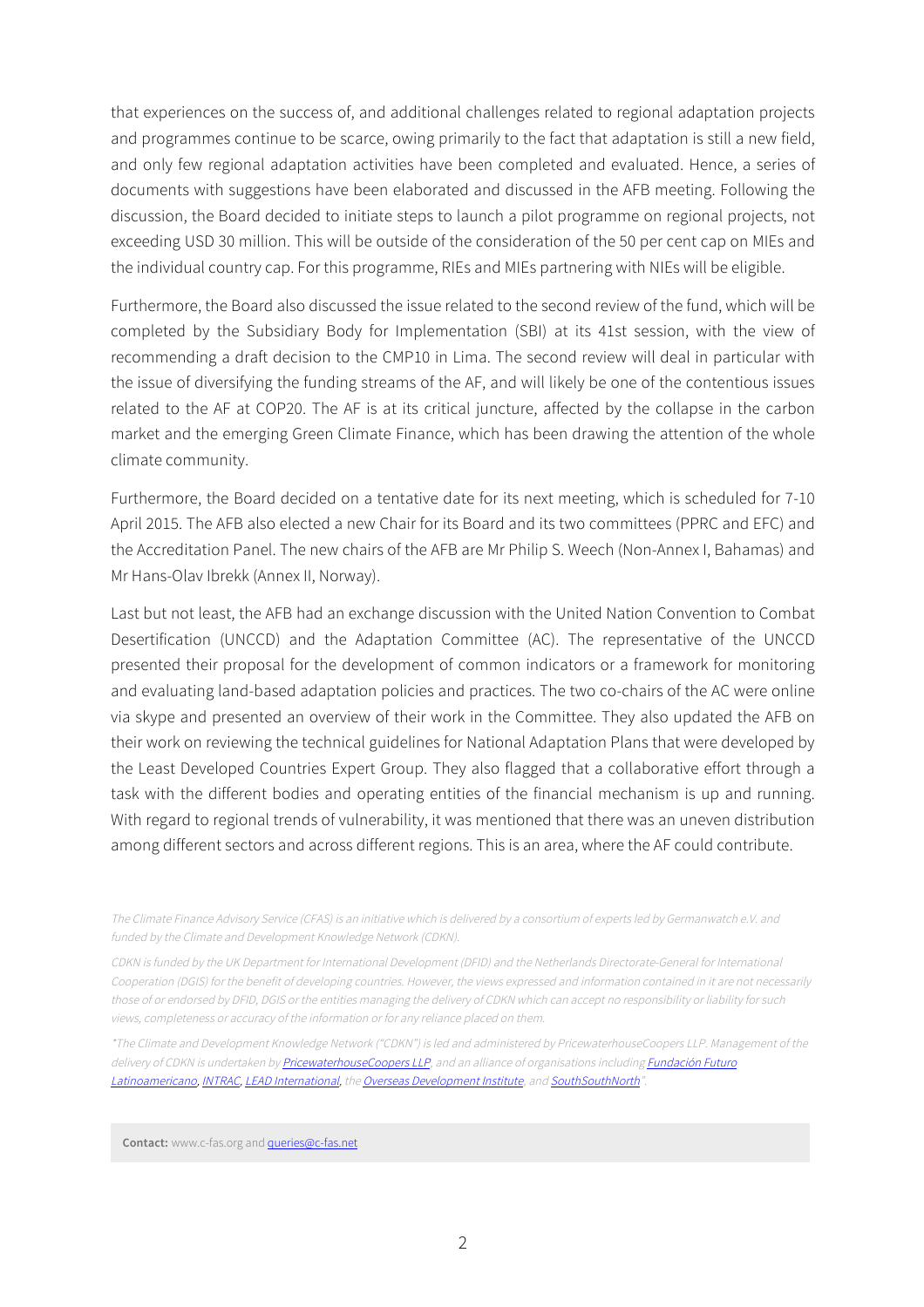that experiences on the success of, and additional challenges related to regional adaptation projects and programmes continue to be scarce, owing primarily to the fact that adaptation is still a new field, and only few regional adaptation activities have been completed and evaluated. Hence, a series of documents with suggestions have been elaborated and discussed in the AFB meeting. Following the discussion, the Board decided to initiate steps to launch a pilot programme on regional projects, not exceeding USD 30 million. This will be outside of the consideration of the 50 per cent cap on MIEs and the individual country cap. For this programme, RIEs and MIEs partnering with NIEs will be eligible.

Furthermore, the Board also discussed the issue related to the second review of the fund, which will be completed by the Subsidiary Body for Implementation (SBI) at its 41st session, with the view of recommending a draft decision to the CMP10 in Lima. The second review will deal in particular with the issue of diversifying the funding streams of the AF, and will likely be one of the contentious issues related to the AF at COP20. The AF is at its critical juncture, affected by the collapse in the carbon market and the emerging Green Climate Finance, which has been drawing the attention of the whole climate community.

Furthermore, the Board decided on a tentative date for its next meeting, which is scheduled for 7-10 April 2015. The AFB also elected a new Chair for its Board and its two committees (PPRC and EFC) and the Accreditation Panel. The new chairs of the AFB are Mr Philip S. Weech (Non-Annex I, Bahamas) and Mr Hans-Olav Ibrekk (Annex II, Norway).

Last but not least, the AFB had an exchange discussion with the United Nation Convention to Combat Desertification (UNCCD) and the Adaptation Committee (AC). The representative of the UNCCD presented their proposal for the development of common indicators or a framework for monitoring and evaluating land-based adaptation policies and practices. The two co-chairs of the AC were online via skype and presented an overview of their work in the Committee. They also updated the AFB on their work on reviewing the technical guidelines for National Adaptation Plans that were developed by the Least Developed Countries Expert Group. They also flagged that a collaborative effort through a task with the different bodies and operating entities of the financial mechanism is up and running. With regard to regional trends of vulnerability, it was mentioned that there was an uneven distribution among different sectors and across different regions. This is an area, where the AF could contribute.

*The Climate Finance Advisory Service (CFAS) is an initiative which is delivered by a consortium of experts led by Germanwatch e.V. and funded by the Climate and Development Knowledge Network (CDKN).*

*CDKN is funded by the UK Department for International Development (DFID) and the Netherlands Directorate-General for International Cooperation (DGIS) for the benefit of developing countries. However, the views expressed and information contained in it are not necessarily those of or endorsed by DFID, DGIS or the entities managing the delivery of CDKN which can accept no responsibility or liability for such views, completeness or accuracy of the information or for any reliance placed on them.*

*"The Climate and Development Knowledge Network ("CDKN") is led and administered by PricewaterhouseCoopers LLP. Management of the delivery of CDKN is undertaken by PricewaterhouseCoopers LLP, and an alliance of organisations including Fundación Futuro Latinoamericano, INTRAC, LEAD International, the Overseas Development Institute, and SouthSouthNorth".*

**Contact:** www.c-fas.org and queries@c-fas.net